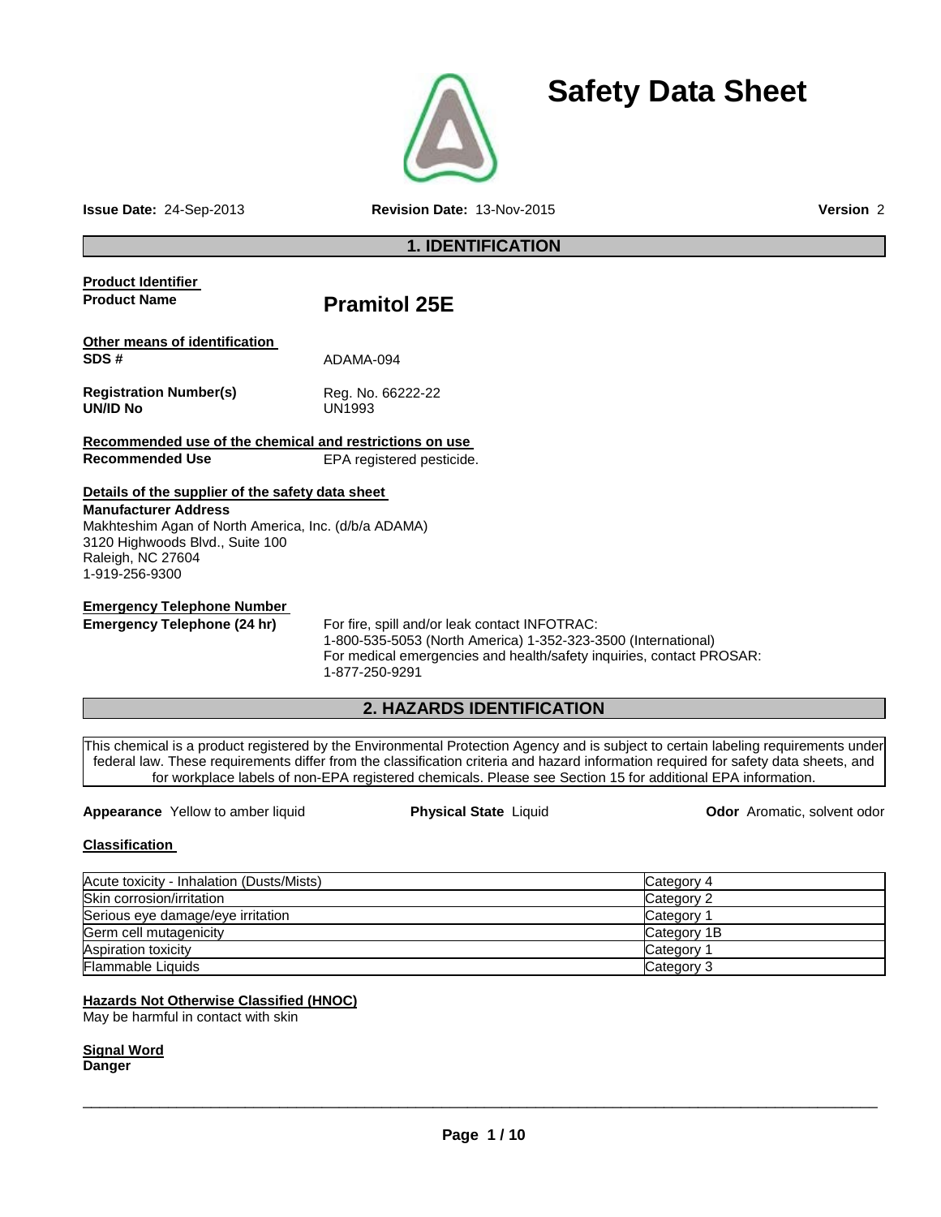# Safety Data Sheet

**Issue Date:** 24-Sep-2013 **Revision Date:** 13-Nov-2015 **Version** 2

## 1. IDENTIFICATION

**Product Identifier**

**Product Name** **Pramitol 25E**

**Other means of identification**

**SDS #** ADAMA-094

**Registration Number(s)** Reg. No. 66222-22

**UN/ID No** UN1993

**Recommended use of the chemical and restrictions on use**

**Recommended Use** EPA registered pesticide.

**Details of the supplier of the safety data sheet**

**Manufacturer Address**

Makhteshim Agan of North America, Inc. (d/b/a ADAMA)
3120 Highwoods Blvd., Suite 100
Raleigh, NC 27604
1-919-256-9300

**Emergency Telephone Number**

**Emergency Telephone (24 hr)** For fire, spill and/or leak contact INFOTRAC:
1-800-535-5053 (North America) 1-352-323-3500 (International)
For medical emergencies and health/safety inquiries, contact PROSAR:
1-877-250-9291

## 2. HAZARDS IDENTIFICATION

This chemical is a product registered by the Environmental Protection Agency and is subject to certain labeling requirements under federal law. These requirements differ from the classification criteria and hazard information required for safety data sheets, and for workplace labels of non-EPA registered chemicals. Please see Section 15 for additional EPA information.

**Appearance** Yellow to amber liquid **Physical State** Liquid **Odor** Aromatic, solvent odor

**Classification**

| | |
|---|---|
| Acute toxicity - Inhalation (Dusts/Mists) | Category 4 |
| Skin corrosion/irritation | Category 2 |
| Serious eye damage/eye irritation | Category 1 |
| Germ cell mutagenicity | Category 1B |
| Aspiration toxicity | Category 1 |
| Flammable Liquids | Category 3 |

**Hazards Not Otherwise Classified (HNOC)**

May be harmful in contact with skin

**Signal Word**

**Danger**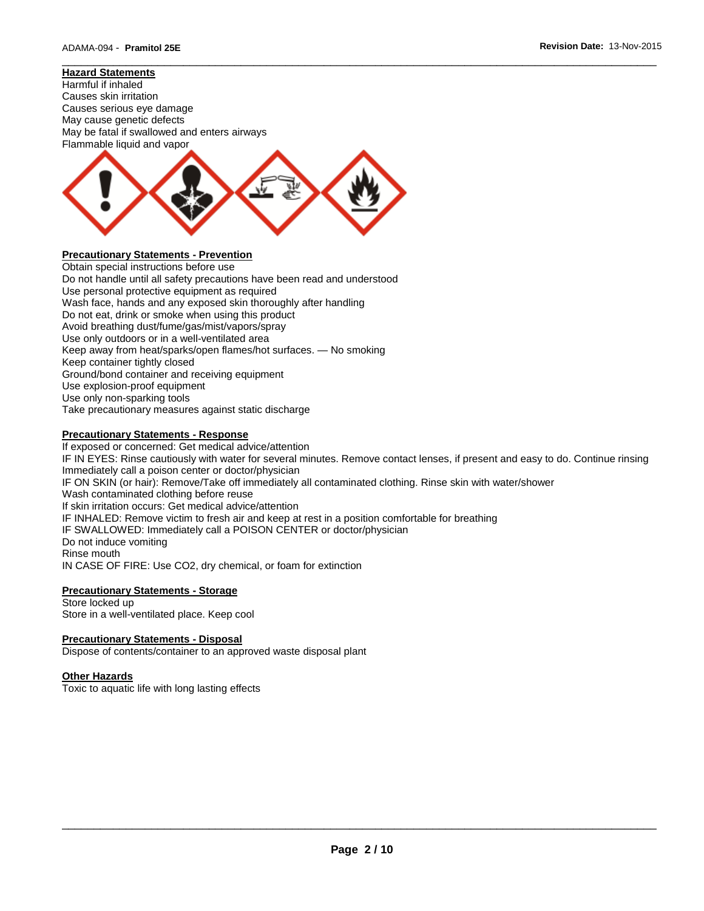## Hazard Statements

Harmful if inhaled
Causes skin irritation
Causes serious eye damage
May cause genetic defects
May be fatal if swallowed and enters airways
Flammable liquid and vapor

## Precautionary Statements - Prevention

Obtain special instructions before use
Do not handle until all safety precautions have been read and understood
Use personal protective equipment as required
Wash face, hands and any exposed skin thoroughly after handling
Do not eat, drink or smoke when using this product
Avoid breathing dust/fume/gas/mist/vapors/spray
Use only outdoors or in a well-ventilated area
Keep away from heat/sparks/open flames/hot surfaces. — No smoking
Keep container tightly closed
Ground/bond container and receiving equipment
Use explosion-proof equipment
Use only non-sparking tools
Take precautionary measures against static discharge

## Precautionary Statements - Response

If exposed or concerned: Get medical advice/attention
IF IN EYES: Rinse cautiously with water for several minutes. Remove contact lenses, if present and easy to do. Continue rinsing
Immediately call a poison center or doctor/physician
IF ON SKIN (or hair): Remove/Take off immediately all contaminated clothing. Rinse skin with water/shower
Wash contaminated clothing before reuse
If skin irritation occurs: Get medical advice/attention
IF INHALED: Remove victim to fresh air and keep at rest in a position comfortable for breathing
IF SWALLOWED: Immediately call a POISON CENTER or doctor/physician
Do not induce vomiting
Rinse mouth
IN CASE OF FIRE: Use CO2, dry chemical, or foam for extinction

## Precautionary Statements - Storage

Store locked up
Store in a well-ventilated place. Keep cool

## Precautionary Statements - Disposal

Dispose of contents/container to an approved waste disposal plant

## Other Hazards

Toxic to aquatic life with long lasting effects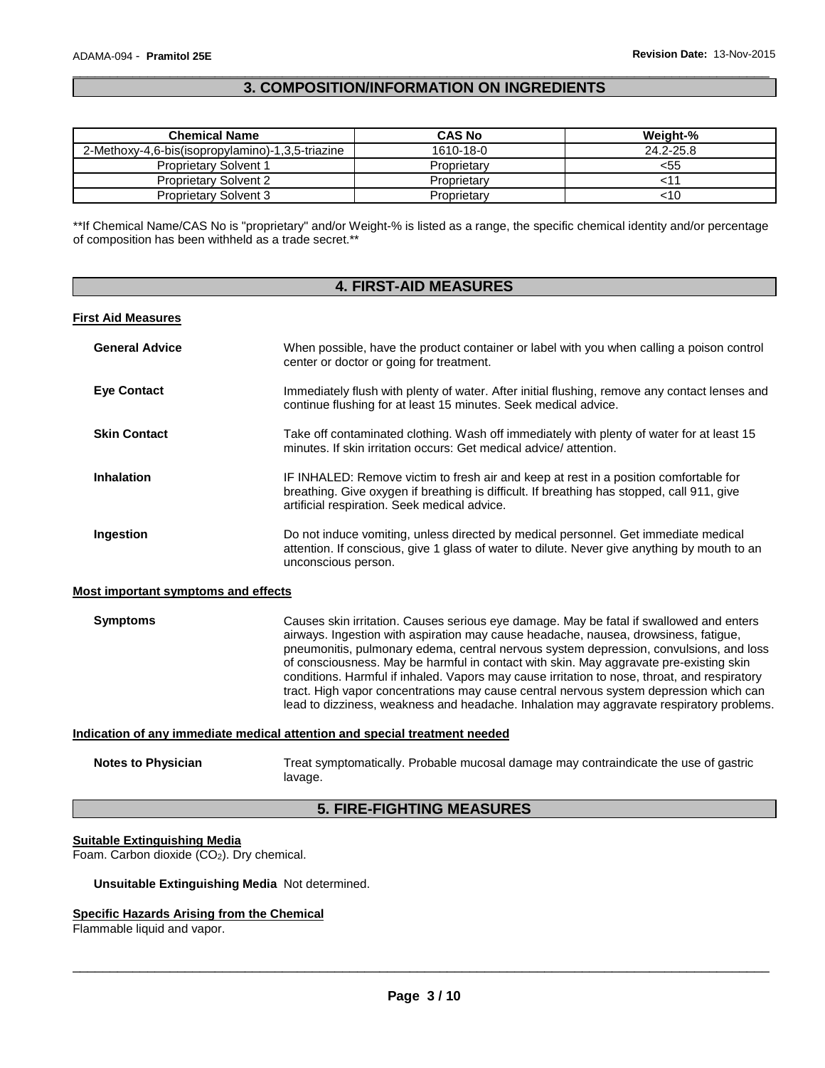## 3. COMPOSITION/INFORMATION ON INGREDIENTS

| Chemical Name | CAS No | Weight-% |
|---|---|---|
| 2-Methoxy-4,6-bis(isopropylamino)-1,3,5-triazine | 1610-18-0 | 24.2-25.8 |
| Proprietary Solvent 1 | Proprietary | <55 |
| Proprietary Solvent 2 | Proprietary | <11 |
| Proprietary Solvent 3 | Proprietary | <10 |

**If Chemical Name/CAS No is "proprietary" and/or Weight-% is listed as a range, the specific chemical identity and/or percentage of composition has been withheld as a trade secret.**

## 4. FIRST-AID MEASURES

### First Aid Measures

**General Advice** When possible, have the product container or label with you when calling a poison control center or doctor or going for treatment.

**Eye Contact** Immediately flush with plenty of water. After initial flushing, remove any contact lenses and continue flushing for at least 15 minutes. Seek medical advice.

**Skin Contact** Take off contaminated clothing. Wash off immediately with plenty of water for at least 15 minutes. If skin irritation occurs: Get medical advice/ attention.

**Inhalation** IF INHALED: Remove victim to fresh air and keep at rest in a position comfortable for breathing. Give oxygen if breathing is difficult. If breathing has stopped, call 911, give artificial respiration. Seek medical advice.

**Ingestion** Do not induce vomiting, unless directed by medical personnel. Get immediate medical attention. If conscious, give 1 glass of water to dilute. Never give anything by mouth to an unconscious person.

### Most important symptoms and effects

**Symptoms** Causes skin irritation. Causes serious eye damage. May be fatal if swallowed and enters airways. Ingestion with aspiration may cause headache, nausea, drowsiness, fatigue, pneumonitis, pulmonary edema, central nervous system depression, convulsions, and loss of consciousness. May be harmful in contact with skin. May aggravate pre-existing skin conditions. Harmful if inhaled. Vapors may cause irritation to nose, throat, and respiratory tract. High vapor concentrations may cause central nervous system depression which can lead to dizziness, weakness and headache. Inhalation may aggravate respiratory problems.

### Indication of any immediate medical attention and special treatment needed

**Notes to Physician** Treat symptomatically. Probable mucosal damage may contraindicate the use of gastric lavage.

## 5. FIRE-FIGHTING MEASURES

### Suitable Extinguishing Media

Foam. Carbon dioxide ($CO_2$). Dry chemical.

**Unsuitable Extinguishing Media** Not determined.

### Specific Hazards Arising from the Chemical

Flammable liquid and vapor.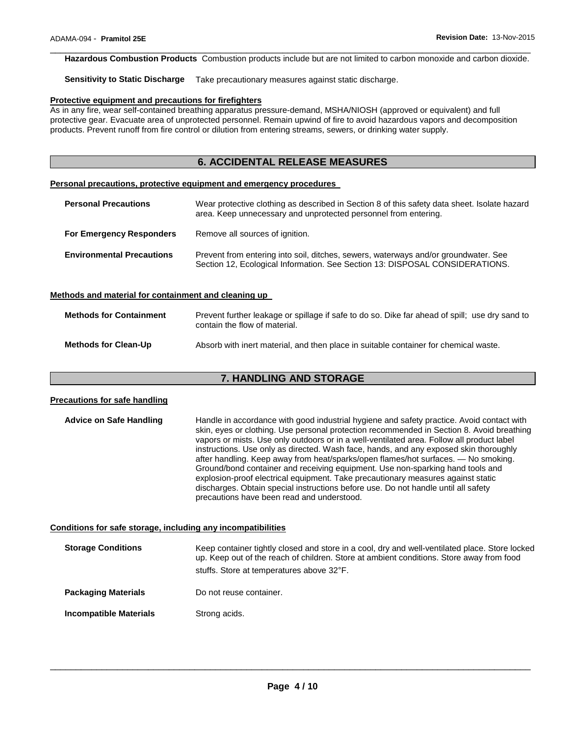**Hazardous Combustion Products** Combustion products include but are not limited to carbon monoxide and carbon dioxide.

**Sensitivity to Static Discharge** Take precautionary measures against static discharge.

**Protective equipment and precautions for firefighters**

As in any fire, wear self-contained breathing apparatus pressure-demand, MSHA/NIOSH (approved or equivalent) and full protective gear. Evacuate area of unprotected personnel. Remain upwind of fire to avoid hazardous vapors and decomposition products. Prevent runoff from fire control or dilution from entering streams, sewers, or drinking water supply.

## 6. ACCIDENTAL RELEASE MEASURES

**Personal precautions, protective equipment and emergency procedures**

**Personal Precautions** Wear protective clothing as described in Section 8 of this safety data sheet. Isolate hazard area. Keep unnecessary and unprotected personnel from entering.

**For Emergency Responders** Remove all sources of ignition.

**Environmental Precautions** Prevent from entering into soil, ditches, sewers, waterways and/or groundwater. See Section 12, Ecological Information. See Section 13: DISPOSAL CONSIDERATIONS.

**Methods and material for containment and cleaning up**

**Methods for Containment** Prevent further leakage or spillage if safe to do so. Dike far ahead of spill; use dry sand to contain the flow of material.

**Methods for Clean-Up** Absorb with inert material, and then place in suitable container for chemical waste.

## 7. HANDLING AND STORAGE

**Precautions for safe handling**

**Advice on Safe Handling** Handle in accordance with good industrial hygiene and safety practice. Avoid contact with skin, eyes or clothing. Use personal protection recommended in Section 8. Avoid breathing vapors or mists. Use only outdoors or in a well-ventilated area. Follow all product label instructions. Use only as directed. Wash face, hands, and any exposed skin thoroughly after handling. Keep away from heat/sparks/open flames/hot surfaces. — No smoking. Ground/bond container and receiving equipment. Use non-sparking hand tools and explosion-proof electrical equipment. Take precautionary measures against static discharges. Obtain special instructions before use. Do not handle until all safety precautions have been read and understood.

**Conditions for safe storage, including any incompatibilities**

**Storage Conditions** Keep container tightly closed and store in a cool, dry and well-ventilated place. Store locked up. Keep out of the reach of children. Store at ambient conditions. Store away from food stuffs. Store at temperatures above 32°F.

**Packaging Materials** Do not reuse container.

**Incompatible Materials** Strong acids.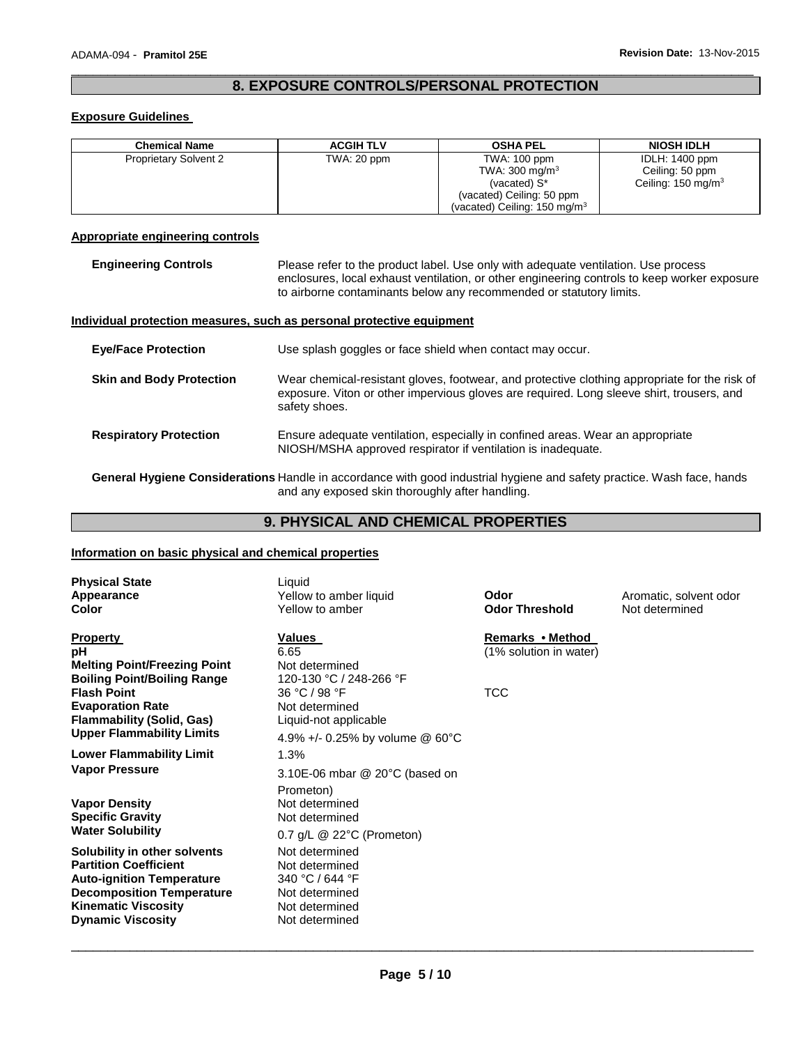## 8. EXPOSURE CONTROLS/PERSONAL PROTECTION

### Exposure Guidelines

| Chemical Name | ACGIH TLV | OSHA PEL | NIOSH IDLH |
|---|---|---|---|
| Proprietary Solvent 2 | TWA: 20 ppm | TWA: 100 ppm<br>TWA: 300 mg/m$^3$<br>(vacated) S*<br>(vacated) Ceiling: 50 ppm<br>(vacated) Ceiling: 150 mg/m$^3$ | IDLH: 1400 ppm<br>Ceiling: 50 ppm<br>Ceiling: 150 mg/m$^3$ |

### Appropriate engineering controls

**Engineering Controls** Please refer to the product label. Use only with adequate ventilation. Use process enclosures, local exhaust ventilation, or other engineering controls to keep worker exposure to airborne contaminants below any recommended or statutory limits.

### Individual protection measures, such as personal protective equipment

**Eye/Face Protection** Use splash goggles or face shield when contact may occur.

**Skin and Body Protection** Wear chemical-resistant gloves, footwear, and protective clothing appropriate for the risk of exposure. Viton or other impervious gloves are required. Long sleeve shirt, trousers, and safety shoes.

**Respiratory Protection** Ensure adequate ventilation, especially in confined areas. Wear an appropriate NIOSH/MSHA approved respirator if ventilation is inadequate.

**General Hygiene Considerations** Handle in accordance with good industrial hygiene and safety practice. Wash face, hands and any exposed skin thoroughly after handling.

## 9. PHYSICAL AND CHEMICAL PROPERTIES

### Information on basic physical and chemical properties

**Physical State** Liquid
**Appearance** Yellow to amber liquid
**Color** Yellow to amber
**Odor** Aromatic, solvent odor
**Odor Threshold** Not determined

| Property | Values | Remarks • Method |
|---|---|---|
| **pH** | 6.65 | (1% solution in water) |
| **Melting Point/Freezing Point** | Not determined | |
| **Boiling Point/Boiling Range** | 120-130 °C / 248-266 °F | |
| **Flash Point** | 36 °C / 98 °F | TCC |
| **Evaporation Rate** | Not determined | |
| **Flammability (Solid, Gas)** | Liquid-not applicable | |
| **Upper Flammability Limits** | 4.9% +/- 0.25% by volume @ 60°C | |
| **Lower Flammability Limit** | 1.3% | |
| **Vapor Pressure** | 3.10E-06 mbar @ 20°C (based on Prometon) | |
| **Vapor Density** | Not determined | |
| **Specific Gravity** | Not determined | |
| **Water Solubility** | 0.7 g/L @ 22°C (Prometon) | |
| **Solubility in other solvents** | Not determined | |
| **Partition Coefficient** | Not determined | |
| **Auto-ignition Temperature** | 340 °C / 644 °F | |
| **Decomposition Temperature** | Not determined | |
| **Kinematic Viscosity** | Not determined | |
| **Dynamic Viscosity** | Not determined | |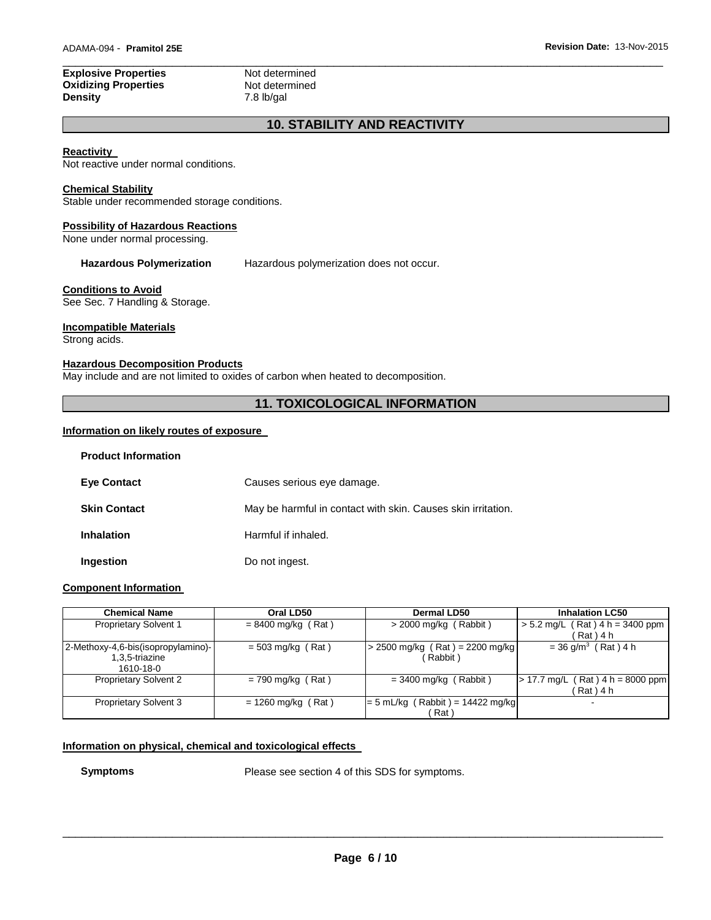| | |
|---|---|
| **Explosive Properties** | Not determined |
| **Oxidizing Properties** | Not determined |
| **Density** | 7.8 lb/gal |

## 10. STABILITY AND REACTIVITY

**Reactivity**
Not reactive under normal conditions.

**Chemical Stability**
Stable under recommended storage conditions.

**Possibility of Hazardous Reactions**
None under normal processing.

**Hazardous Polymerization** Hazardous polymerization does not occur.

**Conditions to Avoid**
See Sec. 7 Handling & Storage.

**Incompatible Materials**
Strong acids.

**Hazardous Decomposition Products**
May include and are not limited to oxides of carbon when heated to decomposition.

## 11. TOXICOLOGICAL INFORMATION

**Information on likely routes of exposure**

**Product Information**

| | |
|---|---|
| **Eye Contact** | Causes serious eye damage. |
| **Skin Contact** | May be harmful in contact with skin. Causes skin irritation. |
| **Inhalation** | Harmful if inhaled. |
| **Ingestion** | Do not ingest. |

**Component Information**

| Chemical Name | Oral LD50 | Dermal LD50 | Inhalation LC50 |
|---|---|---|---|
| Proprietary Solvent 1 | = 8400 mg/kg ( Rat ) | > 2000 mg/kg ( Rabbit ) | > 5.2 mg/L ( Rat ) 4 h = 3400 ppm ( Rat ) 4 h |
| 2-Methoxy-4,6-bis(isopropylamino)-1,3,5-triazine 1610-18-0 | = 503 mg/kg ( Rat ) | > 2500 mg/kg ( Rat ) = 2200 mg/kg ( Rabbit ) | = 36 g/m$^3$ ( Rat ) 4 h |
| Proprietary Solvent 2 | = 790 mg/kg ( Rat ) | = 3400 mg/kg ( Rabbit ) | > 17.7 mg/L ( Rat ) 4 h = 8000 ppm ( Rat ) 4 h |
| Proprietary Solvent 3 | = 1260 mg/kg ( Rat ) | = 5 mL/kg ( Rabbit ) = 14422 mg/kg ( Rat ) | - |

**Information on physical, chemical and toxicological effects**

**Symptoms** Please see section 4 of this SDS for symptoms.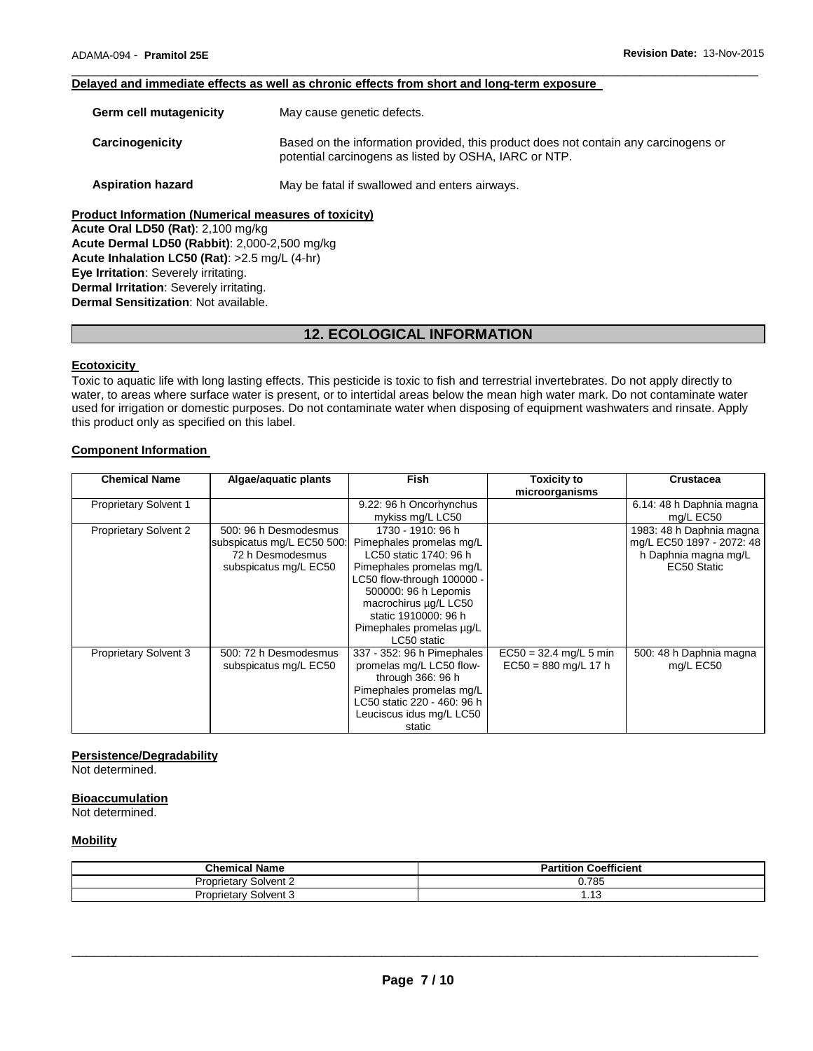**Delayed and immediate effects as well as chronic effects from short and long-term exposure**

**Germ cell mutagenicity** May cause genetic defects.

**Carcinogenicity** Based on the information provided, this product does not contain any carcinogens or potential carcinogens as listed by OSHA, IARC or NTP.

**Aspiration hazard** May be fatal if swallowed and enters airways.

**Product Information (Numerical measures of toxicity)**

**Acute Oral LD50 (Rat)**: 2,100 mg/kg
**Acute Dermal LD50 (Rabbit)**: 2,000-2,500 mg/kg
**Acute Inhalation LC50 (Rat)**: >2.5 mg/L (4-hr)
**Eye Irritation**: Severely irritating.
**Dermal Irritation**: Severely irritating.
**Dermal Sensitization**: Not available.

## 12. ECOLOGICAL INFORMATION

**Ecotoxicity**

Toxic to aquatic life with long lasting effects. This pesticide is toxic to fish and terrestrial invertebrates. Do not apply directly to water, to areas where surface water is present, or to intertidal areas below the mean high water mark. Do not contaminate water used for irrigation or domestic purposes. Do not contaminate water when disposing of equipment washwaters and rinsate. Apply this product only as specified on this label.

**Component Information**

| Chemical Name | Algae/aquatic plants | Fish | Toxicity to microorganisms | Crustacea |
|---|---|---|---|---|
| Proprietary Solvent 1 | | 9.22: 96 h Oncorhynchus mykiss mg/L LC50 | | 6.14: 48 h Daphnia magna mg/L EC50 |
| Proprietary Solvent 2 | 500: 96 h Desmodesmus subspicatus mg/L EC50 500: 72 h Desmodesmus subspicatus mg/L EC50 | 1730 - 1910: 96 h Pimephales promelas mg/L LC50 static 1740: 96 h Pimephales promelas mg/L LC50 flow-through 100000 - 500000: 96 h Lepomis macrochirus µg/L LC50 static 1910000: 96 h Pimephales promelas µg/L LC50 static | | 1983: 48 h Daphnia magna mg/L EC50 1897 - 2072: 48 h Daphnia magna mg/L EC50 Static |
| Proprietary Solvent 3 | 500: 72 h Desmodesmus subspicatus mg/L EC50 | 337 - 352: 96 h Pimephales promelas mg/L LC50 flow-through 366: 96 h Pimephales promelas mg/L LC50 static 220 - 460: 96 h Leuciscus idus mg/L LC50 static | EC50 = 32.4 mg/L 5 min EC50 = 880 mg/L 17 h | 500: 48 h Daphnia magna mg/L EC50 |

**Persistence/Degradability**

Not determined.

**Bioaccumulation**

Not determined.

**Mobility**

| Chemical Name | Partition Coefficient |
|---|---|
| Proprietary Solvent 2 | 0.785 |
| Proprietary Solvent 3 | 1.13 |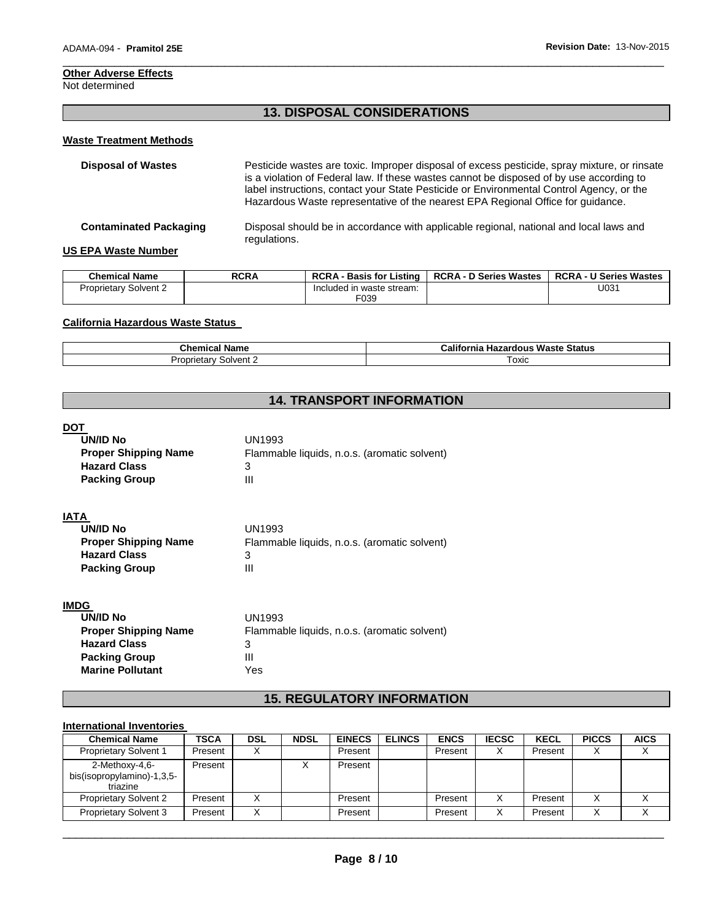**Other Adverse Effects**
Not determined

## 13. DISPOSAL CONSIDERATIONS

**Waste Treatment Methods**

**Disposal of Wastes** Pesticide wastes are toxic. Improper disposal of excess pesticide, spray mixture, or rinsate is a violation of Federal law. If these wastes cannot be disposed of by use according to label instructions, contact your State Pesticide or Environmental Control Agency, or the Hazardous Waste representative of the nearest EPA Regional Office for guidance.

**Contaminated Packaging** Disposal should be in accordance with applicable regional, national and local laws and regulations.

**US EPA Waste Number**

| Chemical Name | RCRA | RCRA - Basis for Listing | RCRA - D Series Wastes | RCRA - U Series Wastes |
|---|---|---|---|---|
| Proprietary Solvent 2 | | Included in waste stream: F039 | | U031 |

**California Hazardous Waste Status**

| Chemical Name | California Hazardous Waste Status |
|---|---|
| Proprietary Solvent 2 | Toxic |

## 14. TRANSPORT INFORMATION

**DOT**

**UN/ID No** UN1993
**Proper Shipping Name** Flammable liquids, n.o.s. (aromatic solvent)
**Hazard Class** 3
**Packing Group** III

**IATA**

**UN/ID No** UN1993
**Proper Shipping Name** Flammable liquids, n.o.s. (aromatic solvent)
**Hazard Class** 3
**Packing Group** III

**IMDG**

**UN/ID No** UN1993
**Proper Shipping Name** Flammable liquids, n.o.s. (aromatic solvent)
**Hazard Class** 3
**Packing Group** III
**Marine Pollutant** Yes

## 15. REGULATORY INFORMATION

**International Inventories**

| Chemical Name | TSCA | DSL | NDSL | EINECS | ELINCS | ENCS | IECSC | KECL | PICCS | AICS |
|---|---|---|---|---|---|---|---|---|---|---|
| Proprietary Solvent 1 | Present | X | | Present | | Present | X | Present | X | X |
| 2-Methoxy-4,6-bis(isopropylamino)-1,3,5-triazine | Present | | X | Present | | | | | | |
| Proprietary Solvent 2 | Present | X | | Present | | Present | X | Present | X | X |
| Proprietary Solvent 3 | Present | X | | Present | | Present | X | Present | X | X |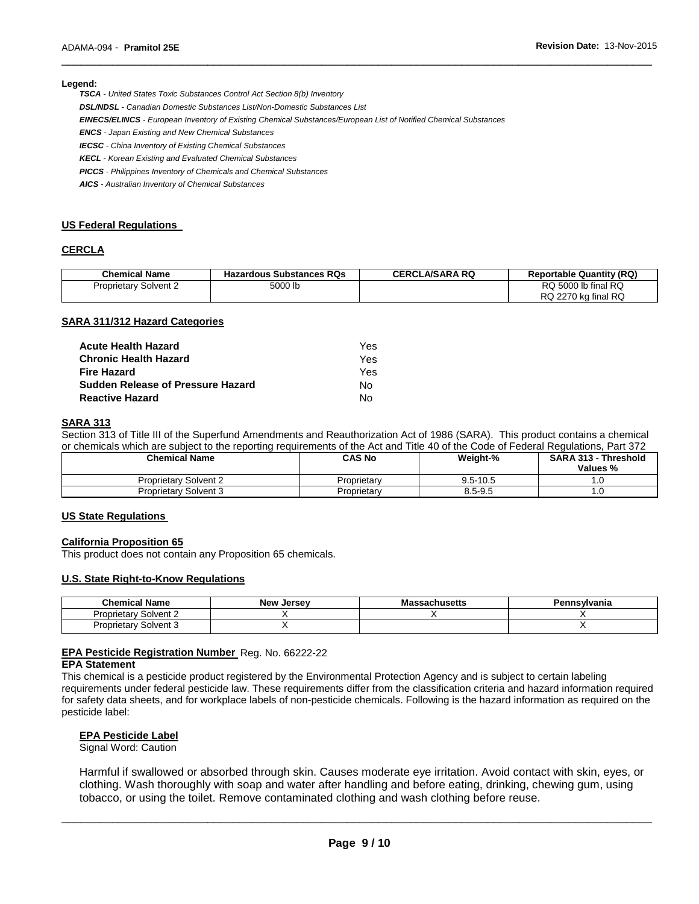**Legend:**

***TSCA*** *- United States Toxic Substances Control Act Section 8(b) Inventory*

***DSL/NDSL*** *- Canadian Domestic Substances List/Non-Domestic Substances List*

***EINECS/ELINCS*** *- European Inventory of Existing Chemical Substances/European List of Notified Chemical Substances*

***ENCS*** *- Japan Existing and New Chemical Substances*

***IECSC*** *- China Inventory of Existing Chemical Substances*

***KECL*** *- Korean Existing and Evaluated Chemical Substances*

***PICCS*** *- Philippines Inventory of Chemicals and Chemical Substances*

***AICS*** *- Australian Inventory of Chemical Substances*

## US Federal Regulations

### CERCLA

| Chemical Name | Hazardous Substances RQs | CERCLA/SARA RQ | Reportable Quantity (RQ) |
|---|---|---|---|
| Proprietary Solvent 2 | 5000 lb | | RQ 5000 lb final RQ<br>RQ 2270 kg final RQ |

### SARA 311/312 Hazard Categories

| | |
|---|---|
| **Acute Health Hazard** | Yes |
| **Chronic Health Hazard** | Yes |
| **Fire Hazard** | Yes |
| **Sudden Release of Pressure Hazard** | No |
| **Reactive Hazard** | No |

### SARA 313

Section 313 of Title III of the Superfund Amendments and Reauthorization Act of 1986 (SARA). This product contains a chemical or chemicals which are subject to the reporting requirements of the Act and Title 40 of the Code of Federal Regulations, Part 372

| Chemical Name | CAS No | Weight-% | SARA 313 - Threshold Values % |
|---|---|---|---|
| Proprietary Solvent 2 | Proprietary | 9.5-10.5 | 1.0 |
| Proprietary Solvent 3 | Proprietary | 8.5-9.5 | 1.0 |

## US State Regulations

### California Proposition 65

This product does not contain any Proposition 65 chemicals.

### U.S. State Right-to-Know Regulations

| Chemical Name | New Jersey | Massachusetts | Pennsylvania |
|---|---|---|---|
| Proprietary Solvent 2 | X | X | X |
| Proprietary Solvent 3 | X | | X |

### EPA Pesticide Registration Number Reg. No. 66222-22

**EPA Statement**

This chemical is a pesticide product registered by the Environmental Protection Agency and is subject to certain labeling requirements under federal pesticide law. These requirements differ from the classification criteria and hazard information required for safety data sheets, and for workplace labels of non-pesticide chemicals. Following is the hazard information as required on the pesticide label:

**EPA Pesticide Label**

Signal Word: Caution

Harmful if swallowed or absorbed through skin. Causes moderate eye irritation. Avoid contact with skin, eyes, or clothing. Wash thoroughly with soap and water after handling and before eating, drinking, chewing gum, using tobacco, or using the toilet. Remove contaminated clothing and wash clothing before reuse.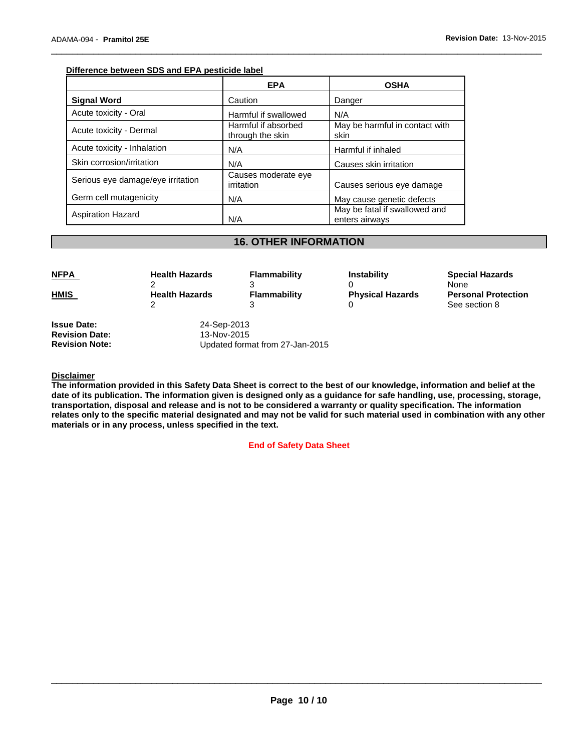**Difference between SDS and EPA pesticide label**

| | EPA | OSHA |
|---|---|---|
| **Signal Word** | Caution | Danger |
| Acute toxicity - Oral | Harmful if swallowed | N/A |
| Acute toxicity - Dermal | Harmful if absorbed through the skin | May be harmful in contact with skin |
| Acute toxicity - Inhalation | N/A | Harmful if inhaled |
| Skin corrosion/irritation | N/A | Causes skin irritation |
| Serious eye damage/eye irritation | Causes moderate eye irritation | Causes serious eye damage |
| Germ cell mutagenicity | N/A | May cause genetic defects |
| Aspiration Hazard | N/A | May be fatal if swallowed and enters airways |

## 16. OTHER INFORMATION

| | | | | |
|---|---|---|---|---|
| **NFPA** | **Health Hazards** 2 | **Flammability** 3 | **Instability** 0 | **Special Hazards** None |
| **HMIS** | **Health Hazards** 2 | **Flammability** 3 | **Physical Hazards** 0 | **Personal Protection** See section 8 |

**Issue Date:** 24-Sep-2013
**Revision Date:** 13-Nov-2015
**Revision Note:** Updated format from 27-Jan-2015

**Disclaimer**

**The information provided in this Safety Data Sheet is correct to the best of our knowledge, information and belief at the date of its publication. The information given is designed only as a guidance for safe handling, use, processing, storage, transportation, disposal and release and is not to be considered a warranty or quality specification. The information relates only to the specific material designated and may not be valid for such material used in combination with any other materials or in any process, unless specified in the text.**

**End of Safety Data Sheet**